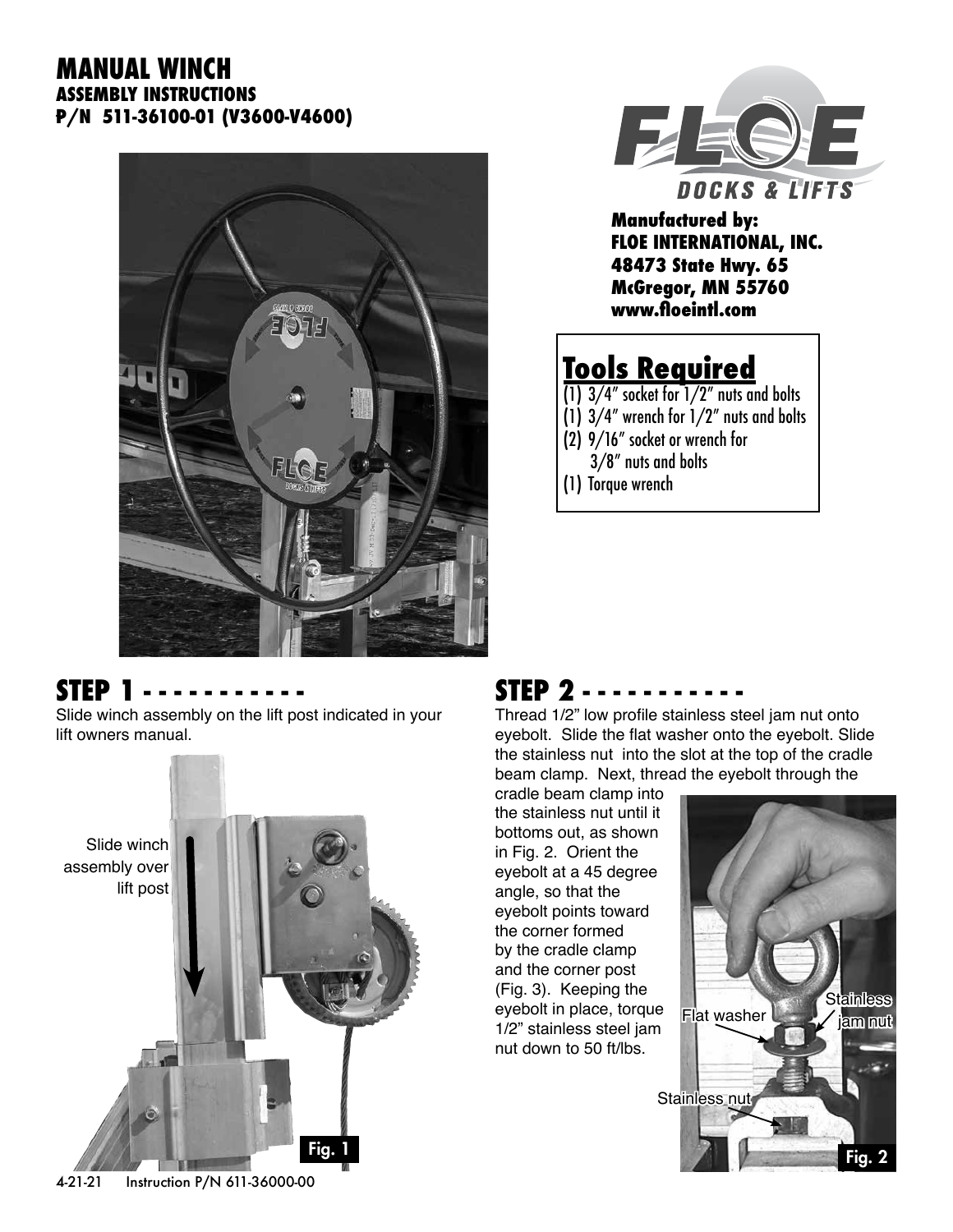# MANUAL WINCH

## ASSEMBLY INSTRUCTIONS

## P/N 511-36100-01 (V3600-V4600)

**Manufactured by:**
**FLOE INTERNATIONAL, INC.**
**48473 State Hwy. 65**
**McGregor, MN 55760**
**www.floeintl.com**

## Tools Required

(1) 3/4" socket for 1/2" nuts and bolts
(1) 3/4" wrench for 1/2" nuts and bolts
(2) 9/16" socket or wrench for 3/8" nuts and bolts
(1) Torque wrench

## STEP 1 - - - - - - - - - - -

Slide winch assembly on the lift post indicated in your lift owners manual.

Slide winch assembly over lift post

Fig. 1

## STEP 2 - - - - - - - - - - -

Thread 1/2" low profile stainless steel jam nut onto eyebolt. Slide the flat washer onto the eyebolt. Slide the stainless nut into the slot at the top of the cradle beam clamp. Next, thread the eyebolt through the cradle beam clamp into the stainless nut until it bottoms out, as shown in Fig. 2. Orient the eyebolt at a 45 degree angle, so that the eyebolt points toward the corner formed by the cradle clamp and the corner post (Fig. 3). Keeping the eyebolt in place, torque 1/2" stainless steel jam nut down to 50 ft/lbs.

Flat washer
Stainless jam nut
Stainless nut

Fig. 2

4-21-21 Instruction P/N 611-36000-00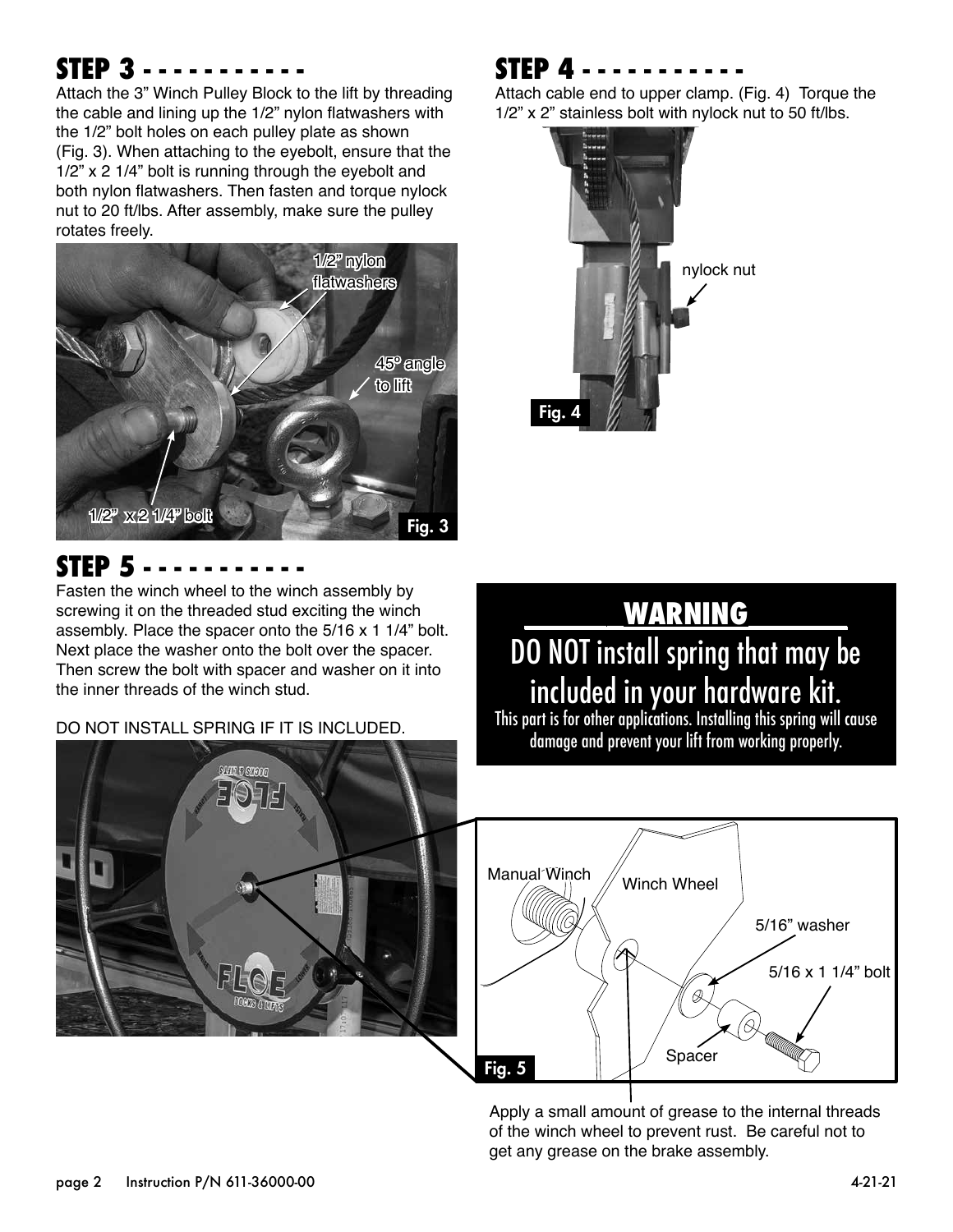## STEP 3 - - - - - - - - - - -

Attach the 3" Winch Pulley Block to the lift by threading the cable and lining up the 1/2" nylon flatwashers with the 1/2" bolt holes on each pulley plate as shown (Fig. 3). When attaching to the eyebolt, ensure that the 1/2" x 2 1/4" bolt is running through the eyebolt and both nylon flatwashers. Then fasten and torque nylock nut to 20 ft/lbs. After assembly, make sure the pulley rotates freely.

1/2" nylon flatwashers

45º angle to lift

1/2" x 2 1/4" bolt

Fig. 3

## STEP 4 - - - - - - - - - - -

Attach cable end to upper clamp. (Fig. 4) Torque the 1/2" x 2" stainless bolt with nylock nut to 50 ft/lbs.

nylock nut

Fig. 4

## STEP 5 - - - - - - - - - - -

Fasten the winch wheel to the winch assembly by screwing it on the threaded stud exciting the winch assembly. Place the spacer onto the 5/16 x 1 1/4" bolt. Next place the washer onto the bolt over the spacer. Then screw the bolt with spacer and washer on it into the inner threads of the winch stud.

DO NOT INSTALL SPRING IF IT IS INCLUDED.

**WARNING**

**DO NOT install spring that may be included in your hardware kit.**

This part is for other applications. Installing this spring will cause damage and prevent your lift from working properly.

Manual Winch

Winch Wheel

5/16" washer

5/16 x 1 1/4" bolt

Spacer

Fig. 5

Apply a small amount of grease to the internal threads of the winch wheel to prevent rust. Be careful not to get any grease on the brake assembly.